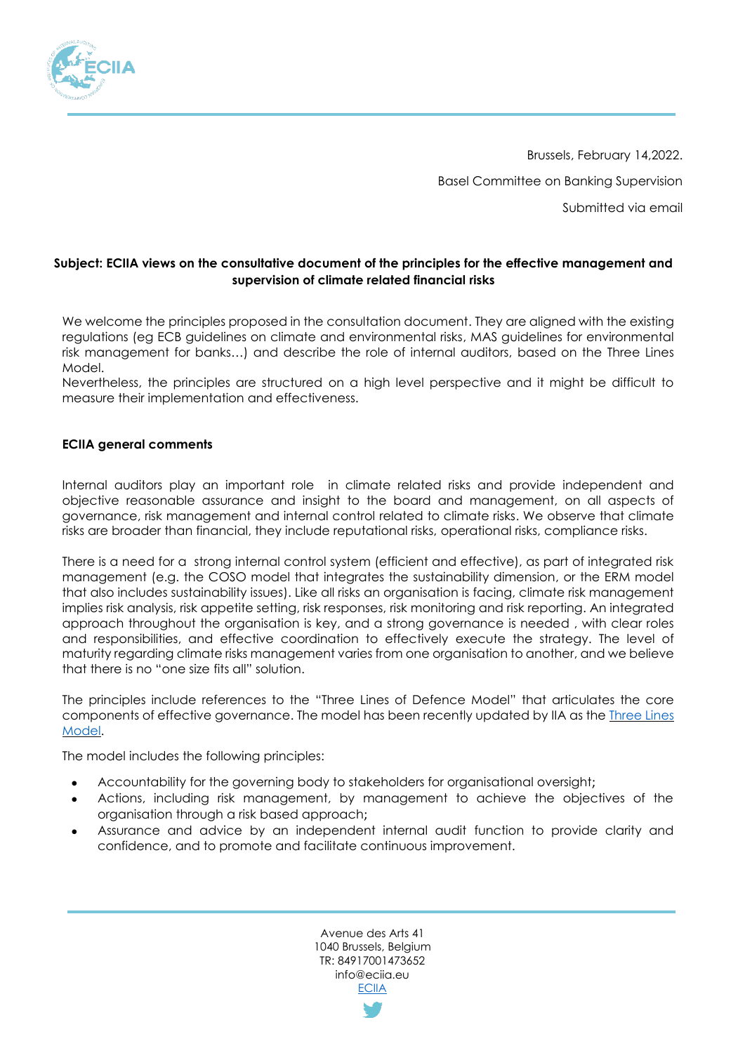Brussels, February 14,2022.

Basel Committee on Banking Supervision

Submitted via email

**Subject: ECIIA views on the consultative document of the principles for the effective management and supervision of climate related financial risks**

We welcome the principles proposed in the consultation document. They are aligned with the existing regulations (eg ECB guidelines on climate and environmental risks, MAS guidelines for environmental risk management for banks…) and describe the role of internal auditors, based on the Three Lines Model.
Nevertheless, the principles are structured on a high level perspective and it might be difficult to measure their implementation and effectiveness.

**ECIIA general comments**

Internal auditors play an important role in climate related risks and provide independent and objective reasonable assurance and insight to the board and management, on all aspects of governance, risk management and internal control related to climate risks. We observe that climate risks are broader than financial, they include reputational risks, operational risks, compliance risks.

There is a need for a strong internal control system (efficient and effective), as part of integrated risk management (e.g. the COSO model that integrates the sustainability dimension, or the ERM model that also includes sustainability issues). Like all risks an organisation is facing, climate risk management implies risk analysis, risk appetite setting, risk responses, risk monitoring and risk reporting. An integrated approach throughout the organisation is key, and a strong governance is needed , with clear roles and responsibilities, and effective coordination to effectively execute the strategy. The level of maturity regarding climate risks management varies from one organisation to another, and we believe that there is no "one size fits all" solution.

The principles include references to the "Three Lines of Defence Model" that articulates the core components of effective governance. The model has been recently updated by IIA as the Three Lines Model.

The model includes the following principles:

- Accountability for the governing body to stakeholders for organisational oversight;
- Actions, including risk management, by management to achieve the objectives of the organisation through a risk based approach;
- Assurance and advice by an independent internal audit function to provide clarity and confidence, and to promote and facilitate continuous improvement.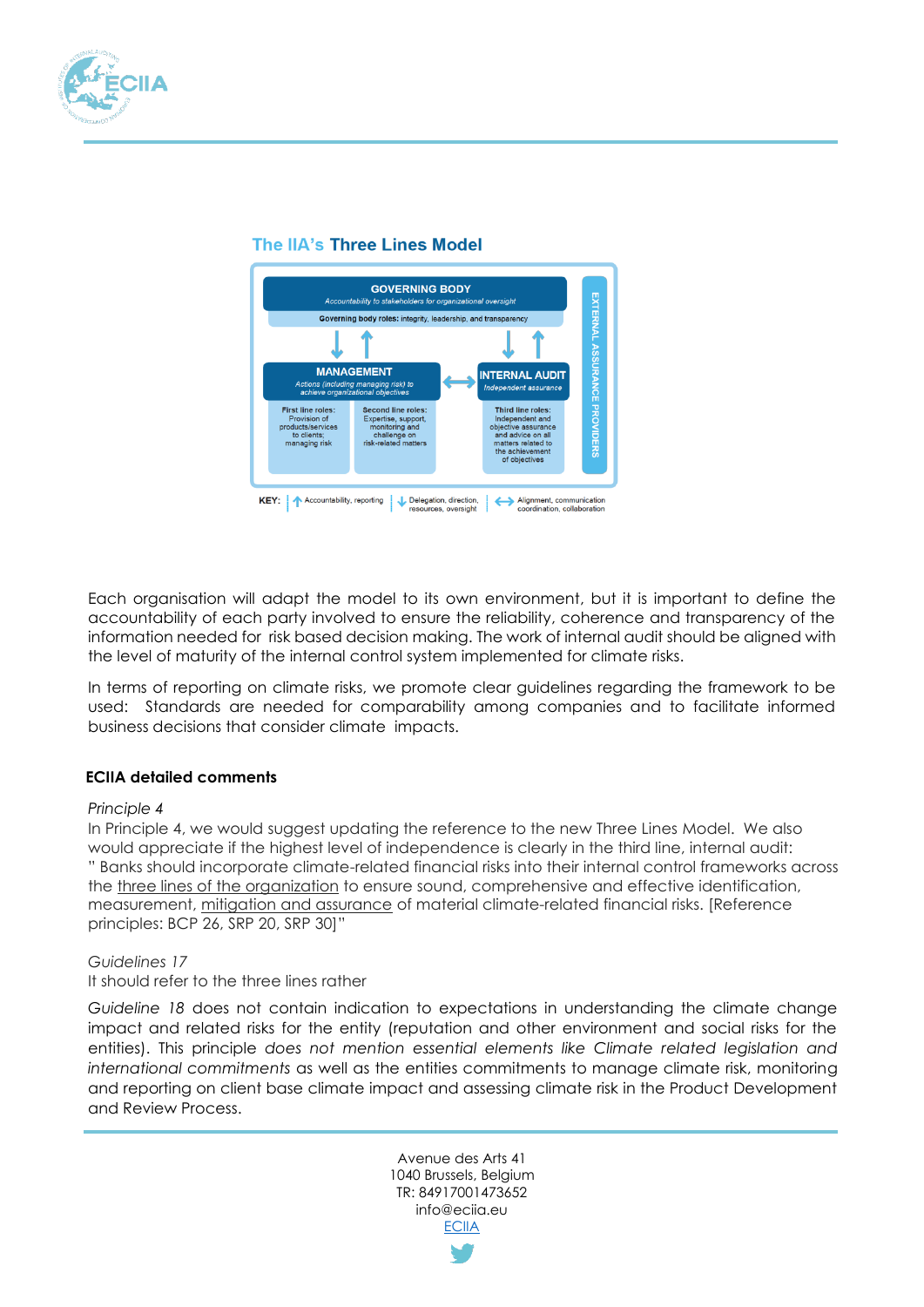### The IIA's Three Lines Model

GOVERNING BODY
Accountability to stakeholders for organizational oversight

Governing body roles: integrity, leadership, and transparency

MANAGEMENT
Actions (including managing risk) to achieve organizational objectives

First line roles: Provision of products/services to clients; managing risk

Second line roles: Expertise, support, monitoring and challenge on risk-related matters

INTERNAL AUDIT
Independent assurance

Third line roles: Independent and objective assurance and advice on all matters related to the achievement of objectives

EXTERNAL ASSURANCE PROVIDERS

KEY: Accountability, reporting | Delegation, direction, resources, oversight | Alignment, communication coordination, collaboration

Each organisation will adapt the model to its own environment, but it is important to define the accountability of each party involved to ensure the reliability, coherence and transparency of the information needed for risk based decision making. The work of internal audit should be aligned with the level of maturity of the internal control system implemented for climate risks.

In terms of reporting on climate risks, we promote clear guidelines regarding the framework to be used: Standards are needed for comparability among companies and to facilitate informed business decisions that consider climate impacts.

**ECIIA detailed comments**

*Principle 4*
In Principle 4, we would suggest updating the reference to the new Three Lines Model. We also would appreciate if the highest level of independence is clearly in the third line, internal audit:
" Banks should incorporate climate-related financial risks into their internal control frameworks across the three lines of the organization to ensure sound, comprehensive and effective identification, measurement, mitigation and assurance of material climate-related financial risks. [Reference principles: BCP 26, SRP 20, SRP 30]"

*Guidelines 17*
It should refer to the three lines rather

*Guideline 18* does not contain indication to expectations in understanding the climate change impact and related risks for the entity (reputation and other environment and social risks for the entities). This principle *does not mention essential elements like Climate related legislation and international commitments* as well as the entities commitments to manage climate risk, monitoring and reporting on client base climate impact and assessing climate risk in the Product Development and Review Process.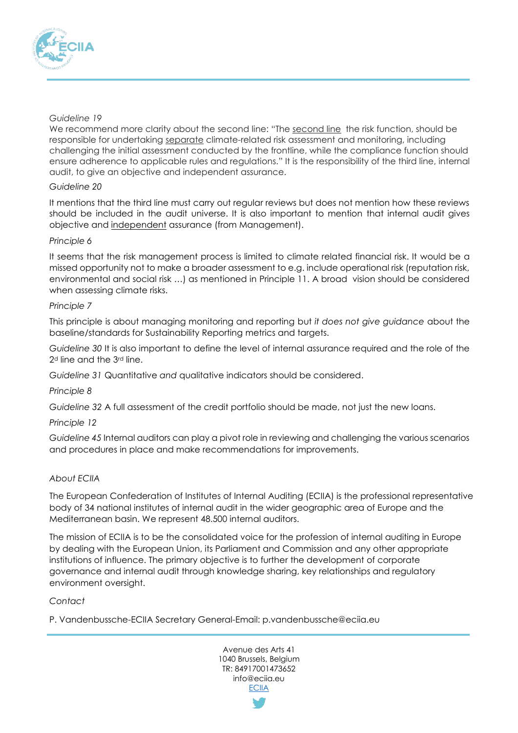*Guideline 19*

We recommend more clarity about the second line: "The second line the risk function, should be responsible for undertaking separate climate-related risk assessment and monitoring, including challenging the initial assessment conducted by the frontline, while the compliance function should ensure adherence to applicable rules and regulations." It is the responsibility of the third line, internal audit, to give an objective and independent assurance.

*Guideline 20*

It mentions that the third line must carry out regular reviews but does not mention how these reviews should be included in the audit universe. It is also important to mention that internal audit gives objective and independent assurance (from Management).

*Principle 6*

It seems that the risk management process is limited to climate related financial risk. It would be a missed opportunity not to make a broader assessment to e.g. include operational risk (reputation risk, environmental and social risk …) as mentioned in Principle 11. A broad vision should be considered when assessing climate risks.

*Principle 7*

This principle is about managing monitoring and reporting but *it does not give guidance* about the baseline/standards for Sustainability Reporting metrics and targets.

*Guideline 30* It is also important to define the level of internal assurance required and the role of the 2d line and the 3rd line.

*Guideline 31* Quantitative *and* qualitative indicators should be considered.

*Principle 8*

*Guideline 32* A full assessment of the credit portfolio should be made, not just the new loans.

*Principle 12*

*Guideline 45* Internal auditors can play a pivot role in reviewing and challenging the various scenarios and procedures in place and make recommendations for improvements.

*About ECIIA*

The European Confederation of Institutes of Internal Auditing (ECIIA) is the professional representative body of 34 national institutes of internal audit in the wider geographic area of Europe and the Mediterranean basin. We represent 48.500 internal auditors.

The mission of ECIIA is to be the consolidated voice for the profession of internal auditing in Europe by dealing with the European Union, its Parliament and Commission and any other appropriate institutions of influence. The primary objective is to further the development of corporate governance and internal audit through knowledge sharing, key relationships and regulatory environment oversight.

*Contact*

P. Vandenbussche-ECIIA Secretary General-Email: p.vandenbussche@eciia.eu

Avenue des Arts 41
1040 Brussels, Belgium
TR: 84917001473652
info@eciia.eu
ECIIA